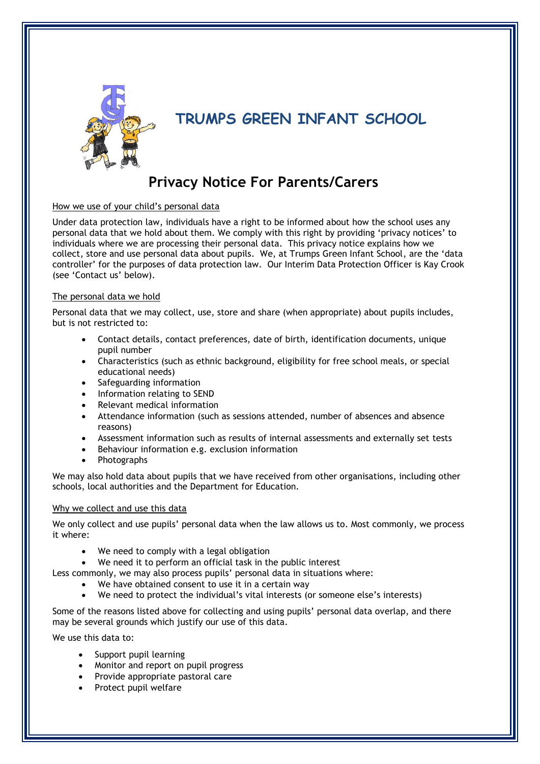# TRUMPS GREEN INFANT SCHOOL

## Privacy Notice For Parents/Carers

How we use of your child's personal data

Under data protection law, individuals have a right to be informed about how the school uses any personal data that we hold about them. We comply with this right by providing 'privacy notices' to individuals where we are processing their personal data. This privacy notice explains how we collect, store and use personal data about pupils. We, at Trumps Green Infant School, are the 'data controller' for the purposes of data protection law. Our Interim Data Protection Officer is Kay Crook (see 'Contact us' below).

The personal data we hold

Personal data that we may collect, use, store and share (when appropriate) about pupils includes, but is not restricted to:

- Contact details, contact preferences, date of birth, identification documents, unique pupil number
- Characteristics (such as ethnic background, eligibility for free school meals, or special educational needs)
- Safeguarding information
- Information relating to SEND
- Relevant medical information
- Attendance information (such as sessions attended, number of absences and absence reasons)
- Assessment information such as results of internal assessments and externally set tests
- Behaviour information e.g. exclusion information
- Photographs

We may also hold data about pupils that we have received from other organisations, including other schools, local authorities and the Department for Education.

Why we collect and use this data

We only collect and use pupils' personal data when the law allows us to. Most commonly, we process it where:

- We need to comply with a legal obligation
- We need it to perform an official task in the public interest

Less commonly, we may also process pupils' personal data in situations where:

- We have obtained consent to use it in a certain way
- We need to protect the individual's vital interests (or someone else's interests)

Some of the reasons listed above for collecting and using pupils' personal data overlap, and there may be several grounds which justify our use of this data.

We use this data to:

- Support pupil learning
- Monitor and report on pupil progress
- Provide appropriate pastoral care
- Protect pupil welfare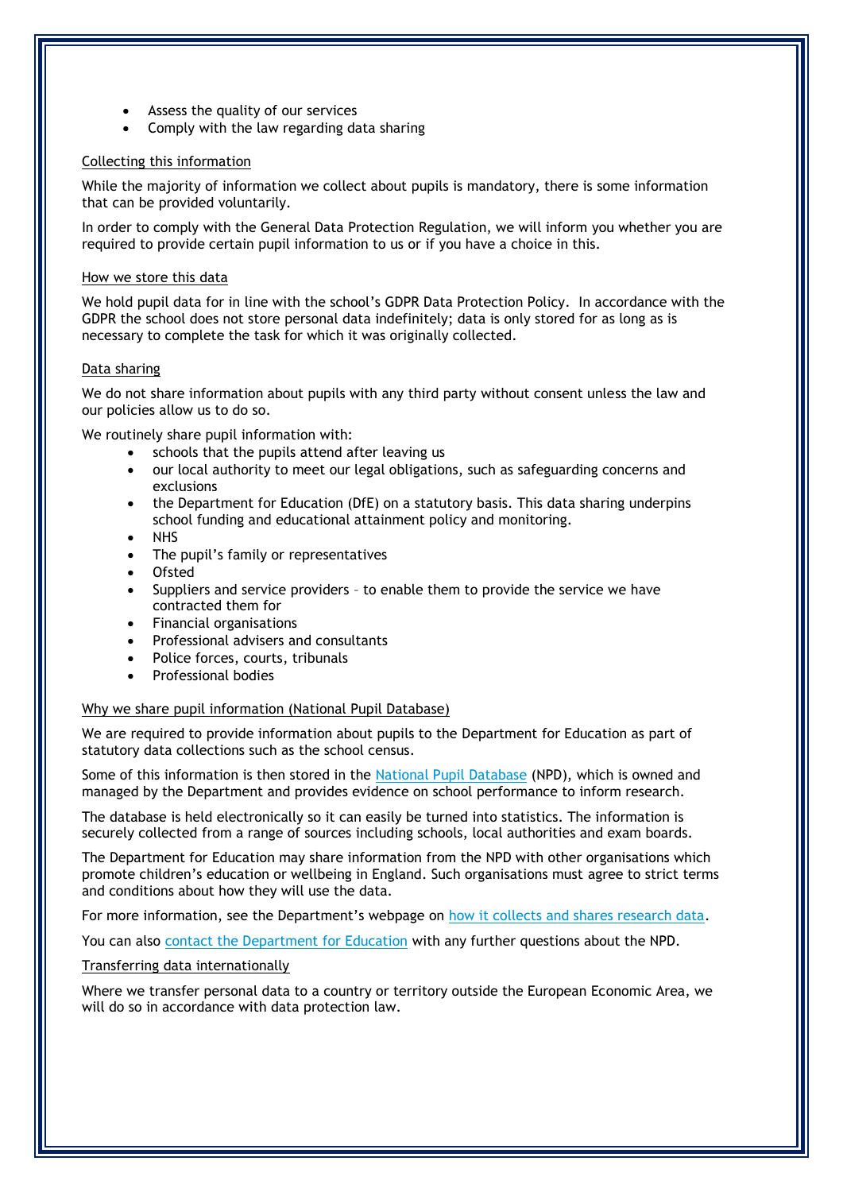- Assess the quality of our services
- Comply with the law regarding data sharing

## Collecting this information

While the majority of information we collect about pupils is mandatory, there is some information that can be provided voluntarily.

In order to comply with the General Data Protection Regulation, we will inform you whether you are required to provide certain pupil information to us or if you have a choice in this.

## How we store this data

We hold pupil data for in line with the school's GDPR Data Protection Policy. In accordance with the GDPR the school does not store personal data indefinitely; data is only stored for as long as is necessary to complete the task for which it was originally collected.

## Data sharing

We do not share information about pupils with any third party without consent unless the law and our policies allow us to do so.

We routinely share pupil information with:

- schools that the pupils attend after leaving us
- our local authority to meet our legal obligations, such as safeguarding concerns and exclusions
- the Department for Education (DfE) on a statutory basis. This data sharing underpins school funding and educational attainment policy and monitoring.
- NHS
- The pupil's family or representatives
- Ofsted
- Suppliers and service providers – to enable them to provide the service we have contracted them for
- Financial organisations
- Professional advisers and consultants
- Police forces, courts, tribunals
- Professional bodies

## Why we share pupil information (National Pupil Database)

We are required to provide information about pupils to the Department for Education as part of statutory data collections such as the school census.

Some of this information is then stored in the National Pupil Database (NPD), which is owned and managed by the Department and provides evidence on school performance to inform research.

The database is held electronically so it can easily be turned into statistics. The information is securely collected from a range of sources including schools, local authorities and exam boards.

The Department for Education may share information from the NPD with other organisations which promote children's education or wellbeing in England. Such organisations must agree to strict terms and conditions about how they will use the data.

For more information, see the Department's webpage on how it collects and shares research data.

You can also contact the Department for Education with any further questions about the NPD.

## Transferring data internationally

Where we transfer personal data to a country or territory outside the European Economic Area, we will do so in accordance with data protection law.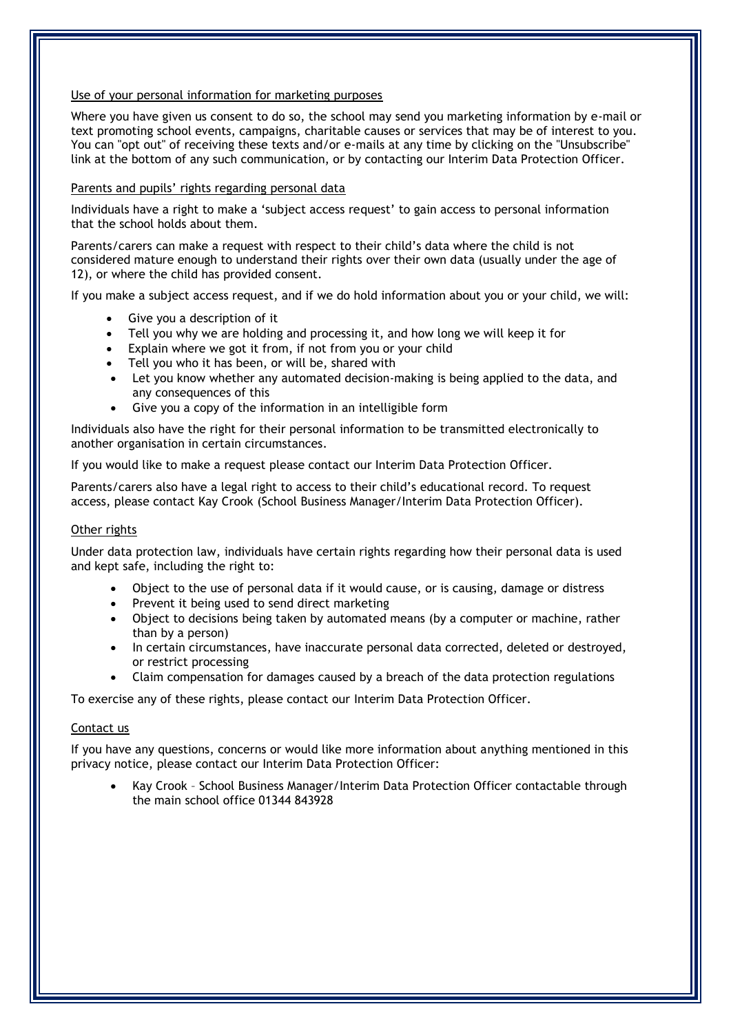Use of your personal information for marketing purposes

Where you have given us consent to do so, the school may send you marketing information by e-mail or text promoting school events, campaigns, charitable causes or services that may be of interest to you. You can "opt out" of receiving these texts and/or e-mails at any time by clicking on the "Unsubscribe" link at the bottom of any such communication, or by contacting our Interim Data Protection Officer.

Parents and pupils' rights regarding personal data

Individuals have a right to make a 'subject access request' to gain access to personal information that the school holds about them.

Parents/carers can make a request with respect to their child's data where the child is not considered mature enough to understand their rights over their own data (usually under the age of 12), or where the child has provided consent.

If you make a subject access request, and if we do hold information about you or your child, we will:

- Give you a description of it
- Tell you why we are holding and processing it, and how long we will keep it for
- Explain where we got it from, if not from you or your child
- Tell you who it has been, or will be, shared with
- Let you know whether any automated decision-making is being applied to the data, and any consequences of this
- Give you a copy of the information in an intelligible form

Individuals also have the right for their personal information to be transmitted electronically to another organisation in certain circumstances.

If you would like to make a request please contact our Interim Data Protection Officer.

Parents/carers also have a legal right to access to their child's educational record. To request access, please contact Kay Crook (School Business Manager/Interim Data Protection Officer).

Other rights

Under data protection law, individuals have certain rights regarding how their personal data is used and kept safe, including the right to:

- Object to the use of personal data if it would cause, or is causing, damage or distress
- Prevent it being used to send direct marketing
- Object to decisions being taken by automated means (by a computer or machine, rather than by a person)
- In certain circumstances, have inaccurate personal data corrected, deleted or destroyed, or restrict processing
- Claim compensation for damages caused by a breach of the data protection regulations

To exercise any of these rights, please contact our Interim Data Protection Officer.

Contact us

If you have any questions, concerns or would like more information about anything mentioned in this privacy notice, please contact our Interim Data Protection Officer:

- Kay Crook – School Business Manager/Interim Data Protection Officer contactable through the main school office 01344 843928